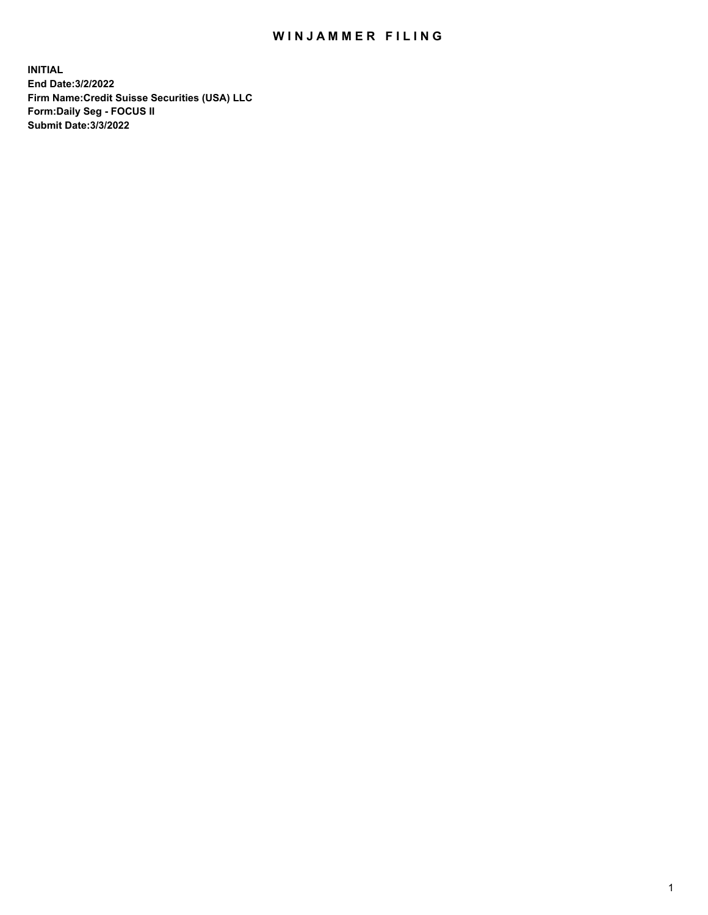# WINJAMMER FILING

**INITIAL**
**End Date:3/2/2022**
**Firm Name:Credit Suisse Securities (USA) LLC**
**Form:Daily Seg - FOCUS II**
**Submit Date:3/3/2022**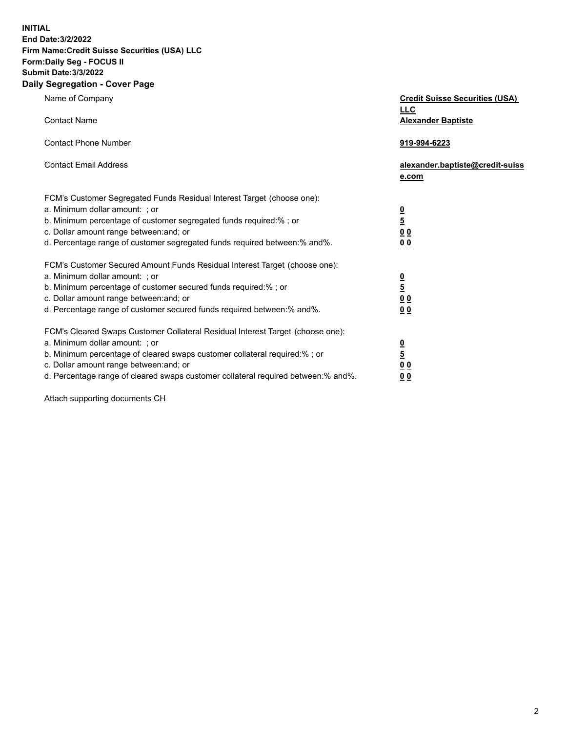**INITIAL**
**End Date:3/2/2022**
**Firm Name:Credit Suisse Securities (USA) LLC**
**Form:Daily Seg - FOCUS II**
**Submit Date:3/3/2022**

## Daily Segregation - Cover Page

| | |
|---|---|
| Name of Company | **Credit Suisse Securities (USA) LLC** |
| Contact Name | **Alexander Baptiste** |
| Contact Phone Number | **919-994-6223** |
| Contact Email Address | **alexander.baptiste@credit-suisse.com** |

FCM's Customer Segregated Funds Residual Interest Target (choose one):

| | |
|---|---|
| a. Minimum dollar amount: ; or | **0** |
| b. Minimum percentage of customer segregated funds required:% ; or | **5** |
| c. Dollar amount range between:and; or | **0 0** |
| d. Percentage range of customer segregated funds required between:% and%. | **0 0** |

FCM's Customer Secured Amount Funds Residual Interest Target (choose one):

| | |
|---|---|
| a. Minimum dollar amount: ; or | **0** |
| b. Minimum percentage of customer secured funds required:% ; or | **5** |
| c. Dollar amount range between:and; or | **0 0** |
| d. Percentage range of customer secured funds required between:% and%. | **0 0** |

FCM's Cleared Swaps Customer Collateral Residual Interest Target (choose one):

| | |
|---|---|
| a. Minimum dollar amount: ; or | **0** |
| b. Minimum percentage of cleared swaps customer collateral required:% ; or | **5** |
| c. Dollar amount range between:and; or | **0 0** |
| d. Percentage range of cleared swaps customer collateral required between:% and%. | **0 0** |

Attach supporting documents CH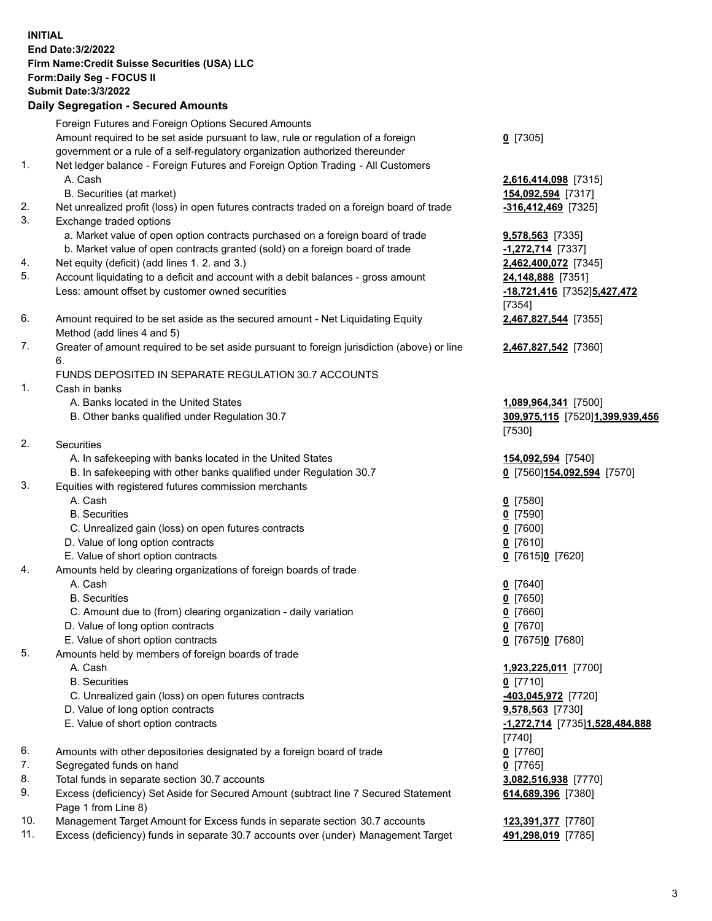**INITIAL**
**End Date:3/2/2022**
**Firm Name:Credit Suisse Securities (USA) LLC**
**Form:Daily Seg - FOCUS II**
**Submit Date:3/3/2022**

## Daily Segregation - Secured Amounts

| | | |
|---|---|---|
| | Foreign Futures and Foreign Options Secured Amounts | |
| | Amount required to be set aside pursuant to law, rule or regulation of a foreign government or a rule of a self-regulatory organization authorized thereunder | **0** [7305] |
| 1. | Net ledger balance - Foreign Futures and Foreign Option Trading - All Customers | |
| | A. Cash | **2,616,414,098** [7315] |
| | B. Securities (at market) | **154,092,594** [7317] |
| 2. | Net unrealized profit (loss) in open futures contracts traded on a foreign board of trade | **-316,412,469** [7325] |
| 3. | Exchange traded options | |
| | a. Market value of open option contracts purchased on a foreign board of trade | **9,578,563** [7335] |
| | b. Market value of open contracts granted (sold) on a foreign board of trade | **-1,272,714** [7337] |
| 4. | Net equity (deficit) (add lines 1. 2. and 3.) | **2,462,400,072** [7345] |
| 5. | Account liquidating to a deficit and account with a debit balances - gross amount | **24,148,888** [7351] |
| | Less: amount offset by customer owned securities | **-18,721,416** [7352]**5,427,472** [7354] |
| 6. | Amount required to be set aside as the secured amount - Net Liquidating Equity Method (add lines 4 and 5) | **2,467,827,544** [7355] |
| 7. | Greater of amount required to be set aside pursuant to foreign jurisdiction (above) or line 6. | **2,467,827,542** [7360] |
| | FUNDS DEPOSITED IN SEPARATE REGULATION 30.7 ACCOUNTS | |
| 1. | Cash in banks | |
| | A. Banks located in the United States | **1,089,964,341** [7500] |
| | B. Other banks qualified under Regulation 30.7 | **309,975,115** [7520]**1,399,939,456** [7530] |
| 2. | Securities | |
| | A. In safekeeping with banks located in the United States | **154,092,594** [7540] |
| | B. In safekeeping with other banks qualified under Regulation 30.7 | **0** [7560]**154,092,594** [7570] |
| 3. | Equities with registered futures commission merchants | |
| | A. Cash | **0** [7580] |
| | B. Securities | **0** [7590] |
| | C. Unrealized gain (loss) on open futures contracts | **0** [7600] |
| | D. Value of long option contracts | **0** [7610] |
| | E. Value of short option contracts | **0** [7615]**0** [7620] |
| 4. | Amounts held by clearing organizations of foreign boards of trade | |
| | A. Cash | **0** [7640] |
| | B. Securities | **0** [7650] |
| | C. Amount due to (from) clearing organization - daily variation | **0** [7660] |
| | D. Value of long option contracts | **0** [7670] |
| | E. Value of short option contracts | **0** [7675]**0** [7680] |
| 5. | Amounts held by members of foreign boards of trade | |
| | A. Cash | **1,923,225,011** [7700] |
| | B. Securities | **0** [7710] |
| | C. Unrealized gain (loss) on open futures contracts | **-403,045,972** [7720] |
| | D. Value of long option contracts | **9,578,563** [7730] |
| | E. Value of short option contracts | **-1,272,714** [7735]**1,528,484,888** [7740] |
| 6. | Amounts with other depositories designated by a foreign board of trade | **0** [7760] |
| 7. | Segregated funds on hand | **0** [7765] |
| 8. | Total funds in separate section 30.7 accounts | **3,082,516,938** [7770] |
| 9. | Excess (deficiency) Set Aside for Secured Amount (subtract line 7 Secured Statement Page 1 from Line 8) | **614,689,396** [7380] |
| 10. | Management Target Amount for Excess funds in separate section 30.7 accounts | **123,391,377** [7780] |
| 11. | Excess (deficiency) funds in separate 30.7 accounts over (under) Management Target | **491,298,019** [7785] |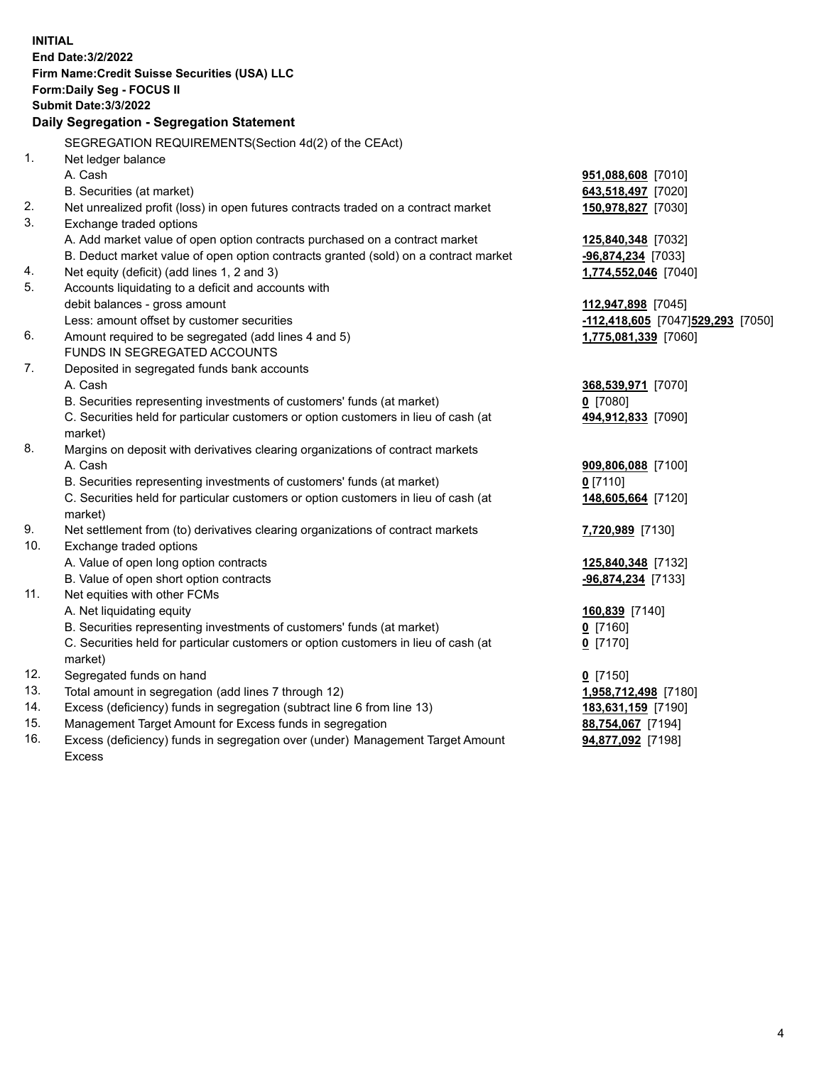**INITIAL**
**End Date:3/2/2022**
**Firm Name:Credit Suisse Securities (USA) LLC**
**Form:Daily Seg - FOCUS II**
**Submit Date:3/3/2022**

## Daily Segregation - Segregation Statement

| | | |
|---|---|---|
| | SEGREGATION REQUIREMENTS(Section 4d(2) of the CEAct) | |
| 1. | Net ledger balance | |
| | A. Cash | **951,088,608** [7010] |
| | B. Securities (at market) | **643,518,497** [7020] |
| 2. | Net unrealized profit (loss) in open futures contracts traded on a contract market | **150,978,827** [7030] |
| 3. | Exchange traded options | |
| | A. Add market value of open option contracts purchased on a contract market | **125,840,348** [7032] |
| | B. Deduct market value of open option contracts granted (sold) on a contract market | **-96,874,234** [7033] |
| 4. | Net equity (deficit) (add lines 1, 2 and 3) | **1,774,552,046** [7040] |
| 5. | Accounts liquidating to a deficit and accounts with debit balances - gross amount | **112,947,898** [7045] |
| | Less: amount offset by customer securities | **-112,418,605** [7047] **529,293** [7050] |
| 6. | Amount required to be segregated (add lines 4 and 5) | **1,775,081,339** [7060] |
| | FUNDS IN SEGREGATED ACCOUNTS | |
| 7. | Deposited in segregated funds bank accounts | |
| | A. Cash | **368,539,971** [7070] |
| | B. Securities representing investments of customers' funds (at market) | **0** [7080] |
| | C. Securities held for particular customers or option customers in lieu of cash (at market) | **494,912,833** [7090] |
| 8. | Margins on deposit with derivatives clearing organizations of contract markets | |
| | A. Cash | **909,806,088** [7100] |
| | B. Securities representing investments of customers' funds (at market) | **0** [7110] |
| | C. Securities held for particular customers or option customers in lieu of cash (at market) | **148,605,664** [7120] |
| 9. | Net settlement from (to) derivatives clearing organizations of contract markets | **7,720,989** [7130] |
| 10. | Exchange traded options | |
| | A. Value of open long option contracts | **125,840,348** [7132] |
| | B. Value of open short option contracts | **-96,874,234** [7133] |
| 11. | Net equities with other FCMs | |
| | A. Net liquidating equity | **160,839** [7140] |
| | B. Securities representing investments of customers' funds (at market) | **0** [7160] |
| | C. Securities held for particular customers or option customers in lieu of cash (at market) | **0** [7170] |
| 12. | Segregated funds on hand | **0** [7150] |
| 13. | Total amount in segregation (add lines 7 through 12) | **1,958,712,498** [7180] |
| 14. | Excess (deficiency) funds in segregation (subtract line 6 from line 13) | **183,631,159** [7190] |
| 15. | Management Target Amount for Excess funds in segregation | **88,754,067** [7194] |
| 16. | Excess (deficiency) funds in segregation over (under) Management Target Amount Excess | **94,877,092** [7198] |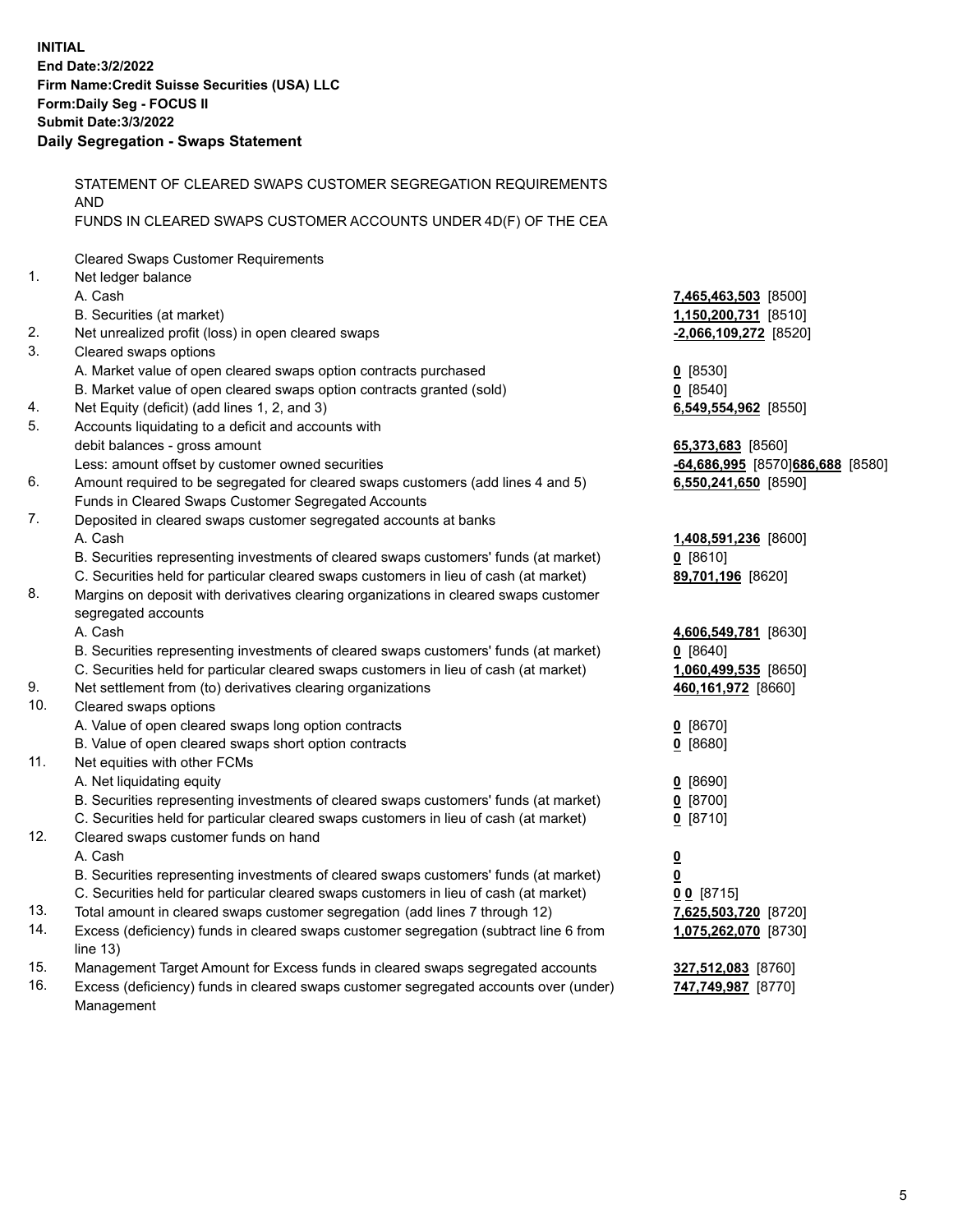**INITIAL**
**End Date:3/2/2022**
**Firm Name:Credit Suisse Securities (USA) LLC**
**Form:Daily Seg - FOCUS II**
**Submit Date:3/3/2022**
**Daily Segregation - Swaps Statement**

STATEMENT OF CLEARED SWAPS CUSTOMER SEGREGATION REQUIREMENTS AND
FUNDS IN CLEARED SWAPS CUSTOMER ACCOUNTS UNDER 4D(F) OF THE CEA

| | | |
|---|---|---|
| | Cleared Swaps Customer Requirements | |
| 1. | Net ledger balance | |
| | A. Cash | 7,465,463,503 [8500] |
| | B. Securities (at market) | 1,150,200,731 [8510] |
| 2. | Net unrealized profit (loss) in open cleared swaps | -2,066,109,272 [8520] |
| 3. | Cleared swaps options | |
| | A. Market value of open cleared swaps option contracts purchased | 0 [8530] |
| | B. Market value of open cleared swaps option contracts granted (sold) | 0 [8540] |
| 4. | Net Equity (deficit) (add lines 1, 2, and 3) | 6,549,554,962 [8550] |
| 5. | Accounts liquidating to a deficit and accounts with | |
| | debit balances - gross amount | 65,373,683 [8560] |
| | Less: amount offset by customer owned securities | -64,686,995 [8570] 686,688 [8580] |
| 6. | Amount required to be segregated for cleared swaps customers (add lines 4 and 5) | 6,550,241,650 [8590] |
| | Funds in Cleared Swaps Customer Segregated Accounts | |
| 7. | Deposited in cleared swaps customer segregated accounts at banks | |
| | A. Cash | 1,408,591,236 [8600] |
| | B. Securities representing investments of cleared swaps customers' funds (at market) | 0 [8610] |
| | C. Securities held for particular cleared swaps customers in lieu of cash (at market) | 89,701,196 [8620] |
| 8. | Margins on deposit with derivatives clearing organizations in cleared swaps customer segregated accounts | |
| | A. Cash | 4,606,549,781 [8630] |
| | B. Securities representing investments of cleared swaps customers' funds (at market) | 0 [8640] |
| | C. Securities held for particular cleared swaps customers in lieu of cash (at market) | 1,060,499,535 [8650] |
| 9. | Net settlement from (to) derivatives clearing organizations | 460,161,972 [8660] |
| 10. | Cleared swaps options | |
| | A. Value of open cleared swaps long option contracts | 0 [8670] |
| | B. Value of open cleared swaps short option contracts | 0 [8680] |
| 11. | Net equities with other FCMs | |
| | A. Net liquidating equity | 0 [8690] |
| | B. Securities representing investments of cleared swaps customers' funds (at market) | 0 [8700] |
| | C. Securities held for particular cleared swaps customers in lieu of cash (at market) | 0 [8710] |
| 12. | Cleared swaps customer funds on hand | |
| | A. Cash | 0 |
| | B. Securities representing investments of cleared swaps customers' funds (at market) | 0 |
| | C. Securities held for particular cleared swaps customers in lieu of cash (at market) | 0 0 [8715] |
| 13. | Total amount in cleared swaps customer segregation (add lines 7 through 12) | 7,625,503,720 [8720] |
| 14. | Excess (deficiency) funds in cleared swaps customer segregation (subtract line 6 from line 13) | 1,075,262,070 [8730] |
| 15. | Management Target Amount for Excess funds in cleared swaps segregated accounts | 327,512,083 [8760] |
| 16. | Excess (deficiency) funds in cleared swaps customer segregated accounts over (under) Management | 747,749,987 [8770] |